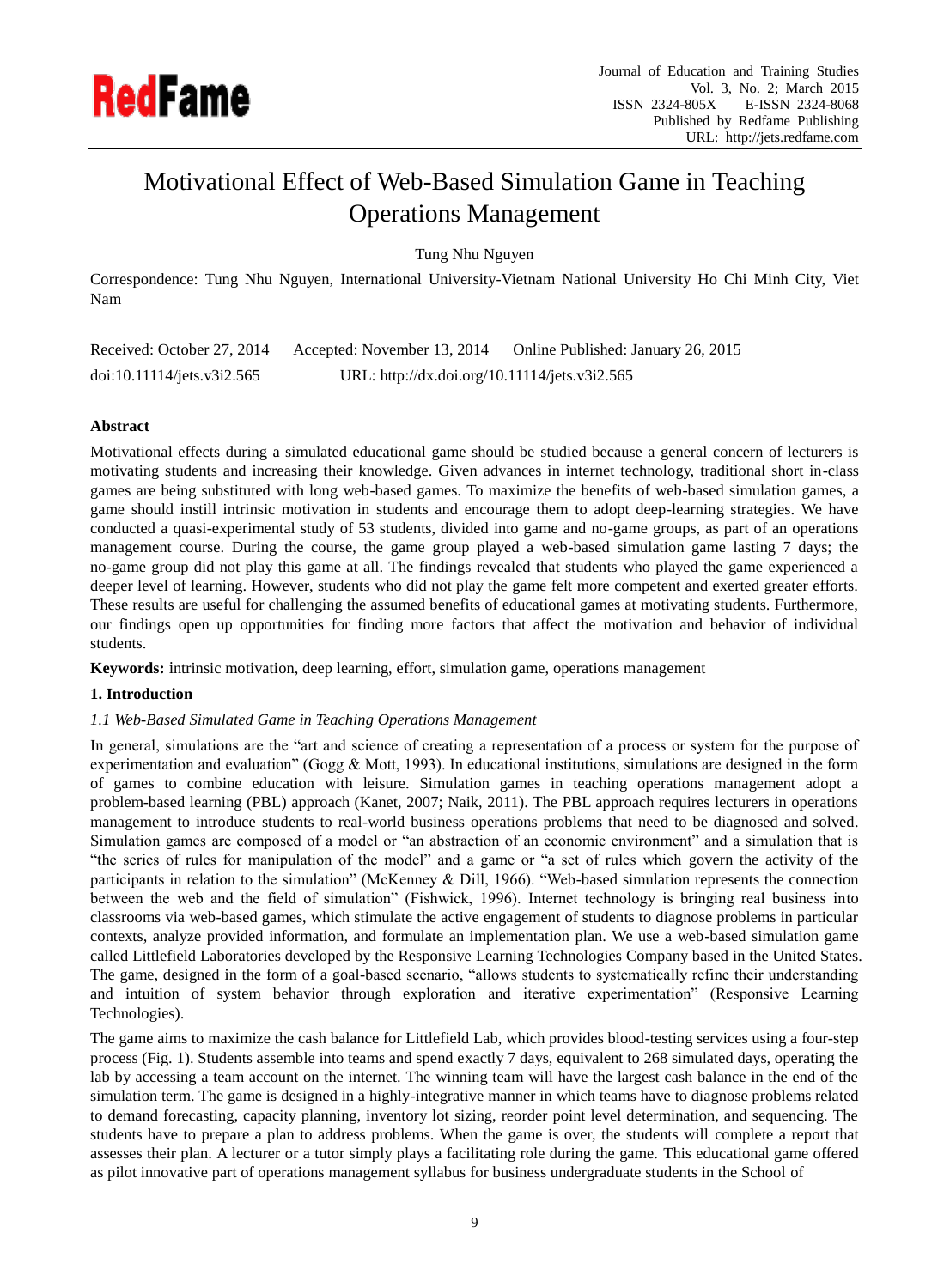# Motivational Effect of Web-Based Simulation Game in Teaching Operations Management

Tung Nhu Nguyen

Correspondence: Tung Nhu Nguyen, International University-Vietnam National University Ho Chi Minh City, Viet Nam

Received: October 27, 2014 Accepted: November 13, 2014 Online Published: January 26, 2015

doi:10.11114/jets.v3i2.565 URL: http://dx.doi.org/10.11114/jets.v3i2.565

## Abstract

Motivational effects during a simulated educational game should be studied because a general concern of lecturers is motivating students and increasing their knowledge. Given advances in internet technology, traditional short in-class games are being substituted with long web-based games. To maximize the benefits of web-based simulation games, a game should instill intrinsic motivation in students and encourage them to adopt deep-learning strategies. We have conducted a quasi-experimental study of 53 students, divided into game and no-game groups, as part of an operations management course. During the course, the game group played a web-based simulation game lasting 7 days; the no-game group did not play this game at all. The findings revealed that students who played the game experienced a deeper level of learning. However, students who did not play the game felt more competent and exerted greater efforts. These results are useful for challenging the assumed benefits of educational games at motivating students. Furthermore, our findings open up opportunities for finding more factors that affect the motivation and behavior of individual students.

**Keywords:** intrinsic motivation, deep learning, effort, simulation game, operations management

## 1. Introduction

### *1.1 Web-Based Simulated Game in Teaching Operations Management*

In general, simulations are the "art and science of creating a representation of a process or system for the purpose of experimentation and evaluation" (Gogg & Mott, 1993). In educational institutions, simulations are designed in the form of games to combine education with leisure. Simulation games in teaching operations management adopt a problem-based learning (PBL) approach (Kanet, 2007; Naik, 2011). The PBL approach requires lecturers in operations management to introduce students to real-world business operations problems that need to be diagnosed and solved. Simulation games are composed of a model or "an abstraction of an economic environment" and a simulation that is "the series of rules for manipulation of the model" and a game or "a set of rules which govern the activity of the participants in relation to the simulation" (McKenney & Dill, 1966). "Web-based simulation represents the connection between the web and the field of simulation" (Fishwick, 1996). Internet technology is bringing real business into classrooms via web-based games, which stimulate the active engagement of students to diagnose problems in particular contexts, analyze provided information, and formulate an implementation plan. We use a web-based simulation game called Littlefield Laboratories developed by the Responsive Learning Technologies Company based in the United States. The game, designed in the form of a goal-based scenario, "allows students to systematically refine their understanding and intuition of system behavior through exploration and iterative experimentation" (Responsive Learning Technologies).

The game aims to maximize the cash balance for Littlefield Lab, which provides blood-testing services using a four-step process (Fig. 1). Students assemble into teams and spend exactly 7 days, equivalent to 268 simulated days, operating the lab by accessing a team account on the internet. The winning team will have the largest cash balance in the end of the simulation term. The game is designed in a highly-integrative manner in which teams have to diagnose problems related to demand forecasting, capacity planning, inventory lot sizing, reorder point level determination, and sequencing. The students have to prepare a plan to address problems. When the game is over, the students will complete a report that assesses their plan. A lecturer or a tutor simply plays a facilitating role during the game. This educational game offered as pilot innovative part of operations management syllabus for business undergraduate students in the School of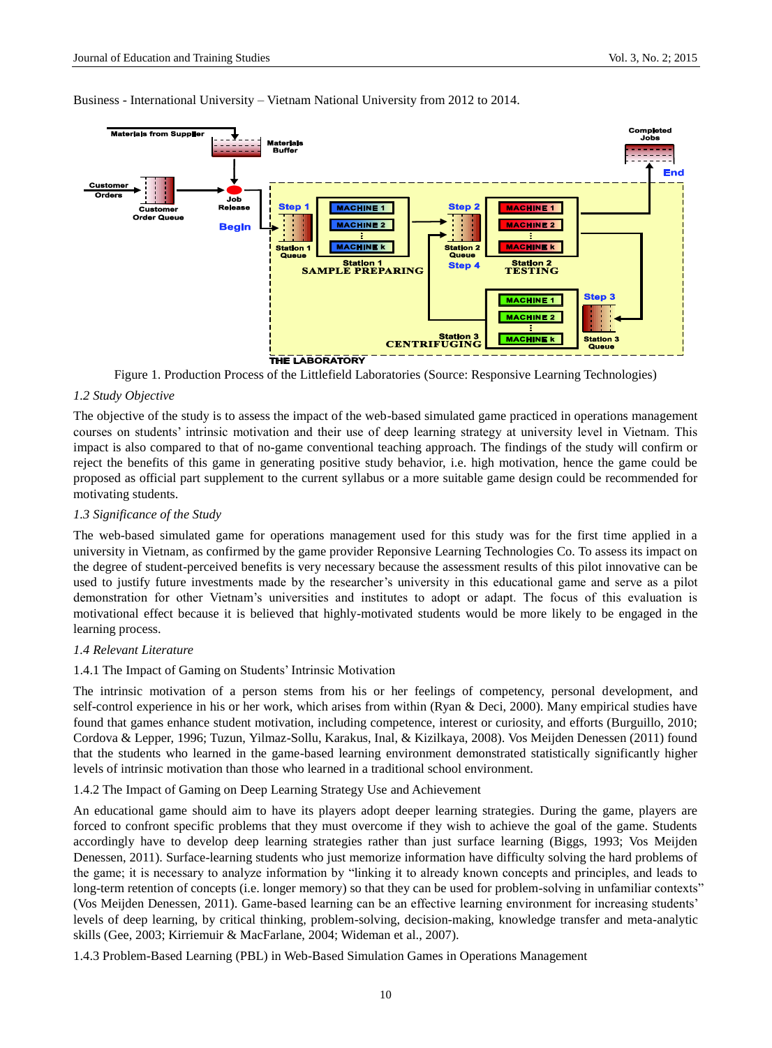Business - International University – Vietnam National University from 2012 to 2014.

Figure 1. Production Process of the Littlefield Laboratories (Source: Responsive Learning Technologies)

*1.2 Study Objective*

The objective of the study is to assess the impact of the web-based simulated game practiced in operations management courses on students' intrinsic motivation and their use of deep learning strategy at university level in Vietnam. This impact is also compared to that of no-game conventional teaching approach. The findings of the study will confirm or reject the benefits of this game in generating positive study behavior, i.e. high motivation, hence the game could be proposed as official part supplement to the current syllabus or a more suitable game design could be recommended for motivating students.

*1.3 Significance of the Study*

The web-based simulated game for operations management used for this study was for the first time applied in a university in Vietnam, as confirmed by the game provider Reponsive Learning Technologies Co. To assess its impact on the degree of student-perceived benefits is very necessary because the assessment results of this pilot innovative can be used to justify future investments made by the researcher's university in this educational game and serve as a pilot demonstration for other Vietnam's universities and institutes to adopt or adapt. The focus of this evaluation is motivational effect because it is believed that highly-motivated students would be more likely to be engaged in the learning process.

*1.4 Relevant Literature*

1.4.1 The Impact of Gaming on Students' Intrinsic Motivation

The intrinsic motivation of a person stems from his or her feelings of competency, personal development, and self-control experience in his or her work, which arises from within (Ryan & Deci, 2000). Many empirical studies have found that games enhance student motivation, including competence, interest or curiosity, and efforts (Burguillo, 2010; Cordova & Lepper, 1996; Tuzun, Yilmaz-Sollu, Karakus, Inal, & Kizilkaya, 2008). Vos Meijden Denessen (2011) found that the students who learned in the game-based learning environment demonstrated statistically significantly higher levels of intrinsic motivation than those who learned in a traditional school environment.

1.4.2 The Impact of Gaming on Deep Learning Strategy Use and Achievement

An educational game should aim to have its players adopt deeper learning strategies. During the game, players are forced to confront specific problems that they must overcome if they wish to achieve the goal of the game. Students accordingly have to develop deep learning strategies rather than just surface learning (Biggs, 1993; Vos Meijden Denessen, 2011). Surface-learning students who just memorize information have difficulty solving the hard problems of the game; it is necessary to analyze information by "linking it to already known concepts and principles, and leads to long-term retention of concepts (i.e. longer memory) so that they can be used for problem-solving in unfamiliar contexts" (Vos Meijden Denessen, 2011). Game-based learning can be an effective learning environment for increasing students' levels of deep learning, by critical thinking, problem-solving, decision-making, knowledge transfer and meta-analytic skills (Gee, 2003; Kirriemuir & MacFarlane, 2004; Wideman et al., 2007).

1.4.3 Problem-Based Learning (PBL) in Web-Based Simulation Games in Operations Management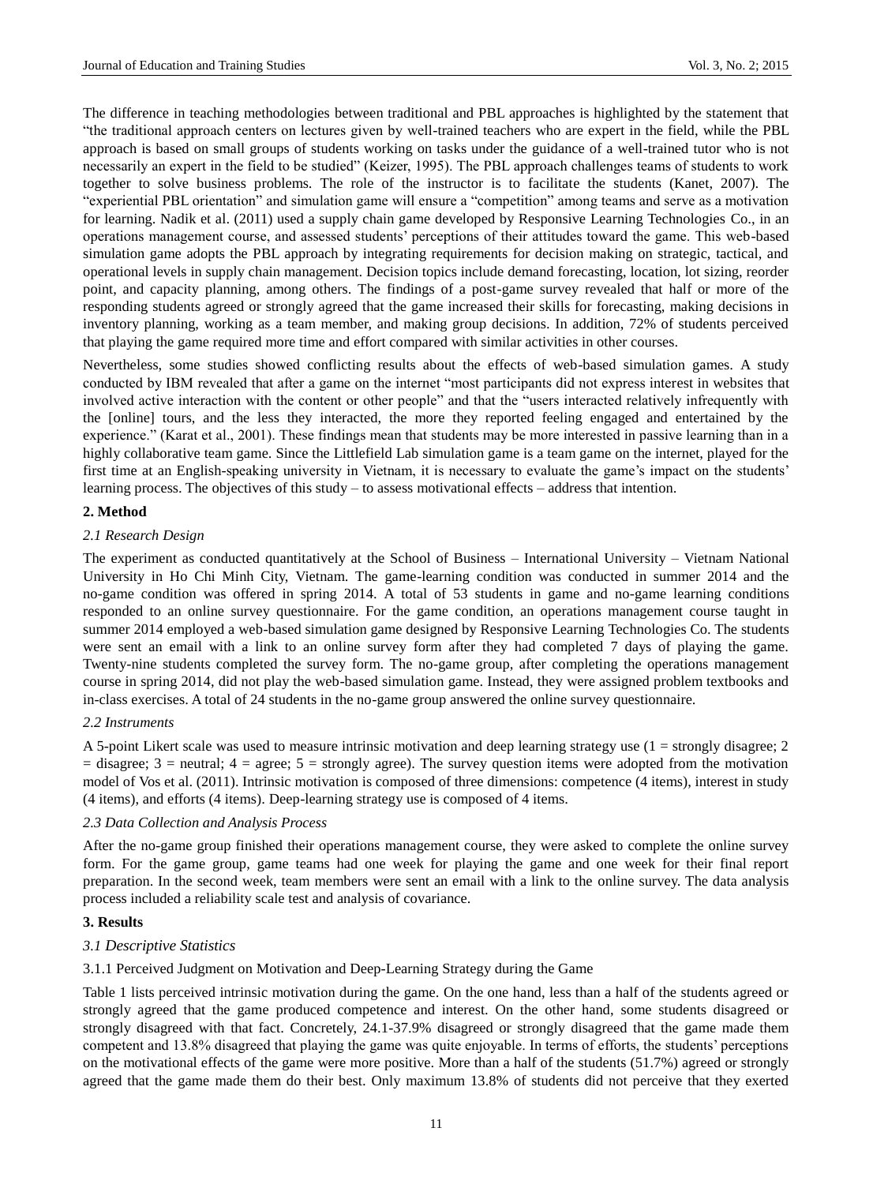The difference in teaching methodologies between traditional and PBL approaches is highlighted by the statement that "the traditional approach centers on lectures given by well-trained teachers who are expert in the field, while the PBL approach is based on small groups of students working on tasks under the guidance of a well-trained tutor who is not necessarily an expert in the field to be studied" (Keizer, 1995). The PBL approach challenges teams of students to work together to solve business problems. The role of the instructor is to facilitate the students (Kanet, 2007). The "experiential PBL orientation" and simulation game will ensure a "competition" among teams and serve as a motivation for learning. Nadik et al. (2011) used a supply chain game developed by Responsive Learning Technologies Co., in an operations management course, and assessed students' perceptions of their attitudes toward the game. This web-based simulation game adopts the PBL approach by integrating requirements for decision making on strategic, tactical, and operational levels in supply chain management. Decision topics include demand forecasting, location, lot sizing, reorder point, and capacity planning, among others. The findings of a post-game survey revealed that half or more of the responding students agreed or strongly agreed that the game increased their skills for forecasting, making decisions in inventory planning, working as a team member, and making group decisions. In addition, 72% of students perceived that playing the game required more time and effort compared with similar activities in other courses.

Nevertheless, some studies showed conflicting results about the effects of web-based simulation games. A study conducted by IBM revealed that after a game on the internet "most participants did not express interest in websites that involved active interaction with the content or other people" and that the "users interacted relatively infrequently with the [online] tours, and the less they interacted, the more they reported feeling engaged and entertained by the experience." (Karat et al., 2001). These findings mean that students may be more interested in passive learning than in a highly collaborative team game. Since the Littlefield Lab simulation game is a team game on the internet, played for the first time at an English-speaking university in Vietnam, it is necessary to evaluate the game's impact on the students' learning process. The objectives of this study – to assess motivational effects – address that intention.

## 2. Method

### *2.1 Research Design*

The experiment as conducted quantitatively at the School of Business – International University – Vietnam National University in Ho Chi Minh City, Vietnam. The game-learning condition was conducted in summer 2014 and the no-game condition was offered in spring 2014. A total of 53 students in game and no-game learning conditions responded to an online survey questionnaire. For the game condition, an operations management course taught in summer 2014 employed a web-based simulation game designed by Responsive Learning Technologies Co. The students were sent an email with a link to an online survey form after they had completed 7 days of playing the game. Twenty-nine students completed the survey form. The no-game group, after completing the operations management course in spring 2014, did not play the web-based simulation game. Instead, they were assigned problem textbooks and in-class exercises. A total of 24 students in the no-game group answered the online survey questionnaire.

### *2.2 Instruments*

A 5-point Likert scale was used to measure intrinsic motivation and deep learning strategy use (1 = strongly disagree; 2 = disagree; 3 = neutral; 4 = agree; 5 = strongly agree). The survey question items were adopted from the motivation model of Vos et al. (2011). Intrinsic motivation is composed of three dimensions: competence (4 items), interest in study (4 items), and efforts (4 items). Deep-learning strategy use is composed of 4 items.

### *2.3 Data Collection and Analysis Process*

After the no-game group finished their operations management course, they were asked to complete the online survey form. For the game group, game teams had one week for playing the game and one week for their final report preparation. In the second week, team members were sent an email with a link to the online survey. The data analysis process included a reliability scale test and analysis of covariance.

## 3. Results

### *3.1 Descriptive Statistics*

#### 3.1.1 Perceived Judgment on Motivation and Deep-Learning Strategy during the Game

Table 1 lists perceived intrinsic motivation during the game. On the one hand, less than a half of the students agreed or strongly agreed that the game produced competence and interest. On the other hand, some students disagreed or strongly disagreed with that fact. Concretely, 24.1-37.9% disagreed or strongly disagreed that the game made them competent and 13.8% disagreed that playing the game was quite enjoyable. In terms of efforts, the students' perceptions on the motivational effects of the game were more positive. More than a half of the students (51.7%) agreed or strongly agreed that the game made them do their best. Only maximum 13.8% of students did not perceive that they exerted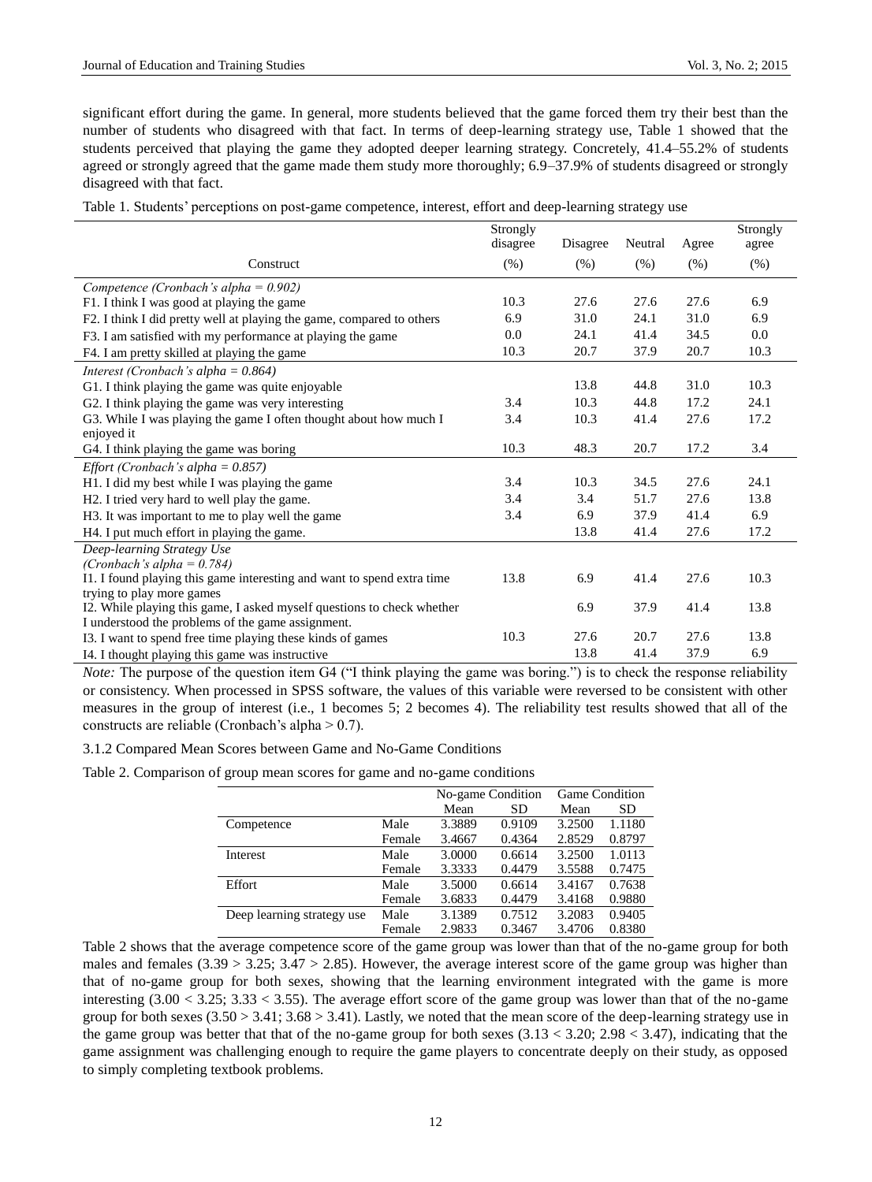significant effort during the game. In general, more students believed that the game forced them try their best than the number of students who disagreed with that fact. In terms of deep-learning strategy use, Table 1 showed that the students perceived that playing the game they adopted deeper learning strategy. Concretely, 41.4–55.2% of students agreed or strongly agreed that the game made them study more thoroughly; 6.9–37.9% of students disagreed or strongly disagreed with that fact.

Table 1. Students' perceptions on post-game competence, interest, effort and deep-learning strategy use

| Construct | Strongly disagree (%) | Disagree (%) | Neutral (%) | Agree (%) | Strongly agree (%) |
|---|---|---|---|---|---|
| *Competence (Cronbach's alpha = 0.902)* | | | | | |
| F1. I think I was good at playing the game | 10.3 | 27.6 | 27.6 | 27.6 | 6.9 |
| F2. I think I did pretty well at playing the game, compared to others | 6.9 | 31.0 | 24.1 | 31.0 | 6.9 |
| F3. I am satisfied with my performance at playing the game | 0.0 | 24.1 | 41.4 | 34.5 | 0.0 |
| F4. I am pretty skilled at playing the game | 10.3 | 20.7 | 37.9 | 20.7 | 10.3 |
| *Interest (Cronbach's alpha = 0.864)* | | | | | |
| G1. I think playing the game was quite enjoyable | | 13.8 | 44.8 | 31.0 | 10.3 |
| G2. I think playing the game was very interesting | 3.4 | 10.3 | 44.8 | 17.2 | 24.1 |
| G3. While I was playing the game I often thought about how much I enjoyed it | 3.4 | 10.3 | 41.4 | 27.6 | 17.2 |
| G4. I think playing the game was boring | 10.3 | 48.3 | 20.7 | 17.2 | 3.4 |
| *Effort (Cronbach's alpha = 0.857)* | | | | | |
| H1. I did my best while I was playing the game | 3.4 | 10.3 | 34.5 | 27.6 | 24.1 |
| H2. I tried very hard to well play the game. | 3.4 | 3.4 | 51.7 | 27.6 | 13.8 |
| H3. It was important to me to play well the game | 3.4 | 6.9 | 37.9 | 41.4 | 6.9 |
| H4. I put much effort in playing the game. | | 13.8 | 41.4 | 27.6 | 17.2 |
| *Deep-learning Strategy Use (Cronbach's alpha = 0.784)* | | | | | |
| I1. I found playing this game interesting and want to spend extra time trying to play more games | 13.8 | 6.9 | 41.4 | 27.6 | 10.3 |
| I2. While playing this game, I asked myself questions to check whether I understood the problems of the game assignment. | | 6.9 | 37.9 | 41.4 | 13.8 |
| I3. I want to spend free time playing these kinds of games | 10.3 | 27.6 | 20.7 | 27.6 | 13.8 |
| I4. I thought playing this game was instructive | | 13.8 | 41.4 | 37.9 | 6.9 |

*Note:* The purpose of the question item G4 ("I think playing the game was boring.") is to check the response reliability or consistency. When processed in SPSS software, the values of this variable were reversed to be consistent with other measures in the group of interest (i.e., 1 becomes 5; 2 becomes 4). The reliability test results showed that all of the constructs are reliable (Cronbach's alpha > 0.7).

#### 3.1.2 Compared Mean Scores between Game and No-Game Conditions

Table 2. Comparison of group mean scores for game and no-game conditions

| | | No-game Condition | | Game Condition | |
|---|---|---|---|---|---|
| | | Mean | SD | Mean | SD |
| Competence | Male | 3.3889 | 0.9109 | 3.2500 | 1.1180 |
| | Female | 3.4667 | 0.4364 | 2.8529 | 0.8797 |
| Interest | Male | 3.0000 | 0.6614 | 3.2500 | 1.0113 |
| | Female | 3.3333 | 0.4479 | 3.5588 | 0.7475 |
| Effort | Male | 3.5000 | 0.6614 | 3.4167 | 0.7638 |
| | Female | 3.6833 | 0.4479 | 3.4168 | 0.9880 |
| Deep learning strategy use | Male | 3.1389 | 0.7512 | 3.2083 | 0.9405 |
| | Female | 2.9833 | 0.3467 | 3.4706 | 0.8380 |

Table 2 shows that the average competence score of the game group was lower than that of the no-game group for both males and females ($3.39 > 3.25$; $3.47 > 2.85$). However, the average interest score of the game group was higher than that of no-game group for both sexes, showing that the learning environment integrated with the game is more interesting ($3.00 < 3.25$; $3.33 < 3.55$). The average effort score of the game group was lower than that of the no-game group for both sexes ($3.50 > 3.41$; $3.68 > 3.41$). Lastly, we noted that the mean score of the deep-learning strategy use in the game group was better that that of the no-game group for both sexes ($3.13 < 3.20$; $2.98 < 3.47$), indicating that the game assignment was challenging enough to require the game players to concentrate deeply on their study, as opposed to simply completing textbook problems.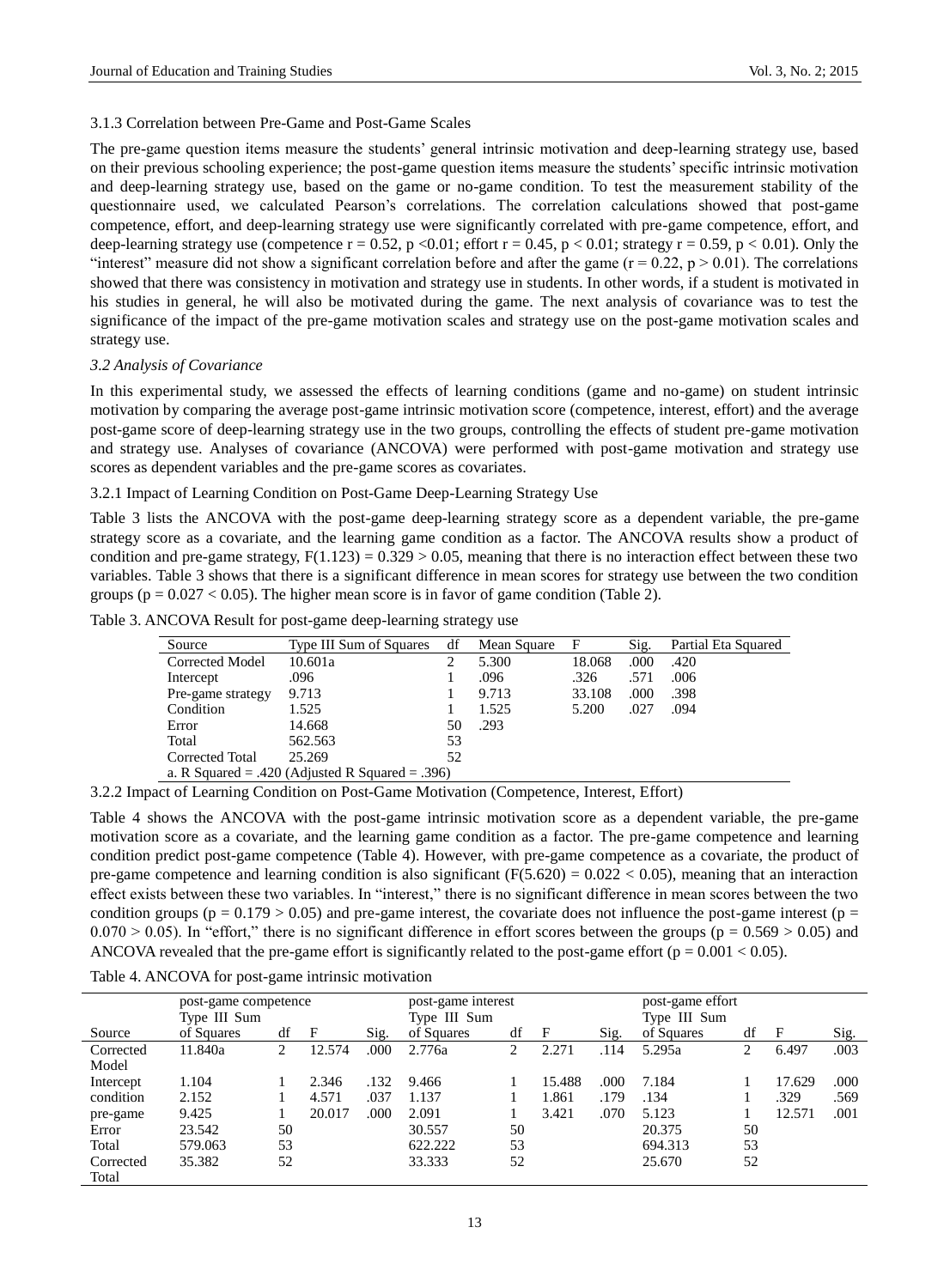### 3.1.3 Correlation between Pre-Game and Post-Game Scales

The pre-game question items measure the students' general intrinsic motivation and deep-learning strategy use, based on their previous schooling experience; the post-game question items measure the students' specific intrinsic motivation and deep-learning strategy use, based on the game or no-game condition. To test the measurement stability of the questionnaire used, we calculated Pearson's correlations. The correlation calculations showed that post-game competence, effort, and deep-learning strategy use were significantly correlated with pre-game competence, effort, and deep-learning strategy use (competence $r = 0.52$, $p < 0.01$; effort $r = 0.45$, $p < 0.01$; strategy $r = 0.59$, $p < 0.01$). Only the "interest" measure did not show a significant correlation before and after the game ($r = 0.22$, $p > 0.01$). The correlations showed that there was consistency in motivation and strategy use in students. In other words, if a student is motivated in his studies in general, he will also be motivated during the game. The next analysis of covariance was to test the significance of the impact of the pre-game motivation scales and strategy use on the post-game motivation scales and strategy use.

### *3.2 Analysis of Covariance*

In this experimental study, we assessed the effects of learning conditions (game and no-game) on student intrinsic motivation by comparing the average post-game intrinsic motivation score (competence, interest, effort) and the average post-game score of deep-learning strategy use in the two groups, controlling the effects of student pre-game motivation and strategy use. Analyses of covariance (ANCOVA) were performed with post-game motivation and strategy use scores as dependent variables and the pre-game scores as covariates.

#### 3.2.1 Impact of Learning Condition on Post-Game Deep-Learning Strategy Use

Table 3 lists the ANCOVA with the post-game deep-learning strategy score as a dependent variable, the pre-game strategy score as a covariate, and the learning game condition as a factor. The ANCOVA results show a product of condition and pre-game strategy, $F(1.123) = 0.329 > 0.05$, meaning that there is no interaction effect between these two variables. Table 3 shows that there is a significant difference in mean scores for strategy use between the two condition groups ($p = 0.027 < 0.05$). The higher mean score is in favor of game condition (Table 2).

Table 3. ANCOVA Result for post-game deep-learning strategy use

| Source | Type III Sum of Squares | df | Mean Square | F | Sig. | Partial Eta Squared |
|---|---|---|---|---|---|---|
| Corrected Model | 10.601a | 2 | 5.300 | 18.068 | .000 | .420 |
| Intercept | .096 | 1 | .096 | .326 | .571 | .006 |
| Pre-game strategy | 9.713 | 1 | 9.713 | 33.108 | .000 | .398 |
| Condition | 1.525 | 1 | 1.525 | 5.200 | .027 | .094 |
| Error | 14.668 | 50 | .293 | | | |
| Total | 562.563 | 53 | | | | |
| Corrected Total | 25.269 | 52 | | | | |

a. R Squared = .420 (Adjusted R Squared = .396)

#### 3.2.2 Impact of Learning Condition on Post-Game Motivation (Competence, Interest, Effort)

Table 4 shows the ANCOVA with the post-game intrinsic motivation score as a dependent variable, the pre-game motivation score as a covariate, and the learning game condition as a factor. The pre-game competence and learning condition predict post-game competence (Table 4). However, with pre-game competence as a covariate, the product of pre-game competence and learning condition is also significant ($F(5.620) = 0.022 < 0.05$), meaning that an interaction effect exists between these two variables. In "interest," there is no significant difference in mean scores between the two condition groups ($p = 0.179 > 0.05$) and pre-game interest, the covariate does not influence the post-game interest ($p = 0.070 > 0.05$). In "effort," there is no significant difference in effort scores between the groups ($p = 0.569 > 0.05$) and ANCOVA revealed that the pre-game effort is significantly related to the post-game effort ($p = 0.001 < 0.05$).

Table 4. ANCOVA for post-game intrinsic motivation

| | post-game competence | | | | post-game interest | | | | post-game effort | | | |
|---|---|---|---|---|---|---|---|---|---|---|---|---|
| Source | Type III Sum of Squares | df | F | Sig. | Type III Sum of Squares | df | F | Sig. | Type III Sum of Squares | df | F | Sig. |
| Corrected Model | 11.840a | 2 | 12.574 | .000 | 2.776a | 2 | 2.271 | .114 | 5.295a | 2 | 6.497 | .003 |
| Intercept | 1.104 | 1 | 2.346 | .132 | 9.466 | 1 | 15.488 | .000 | 7.184 | 1 | 17.629 | .000 |
| condition | 2.152 | 1 | 4.571 | .037 | 1.137 | 1 | 1.861 | .179 | .134 | 1 | .329 | .569 |
| pre-game | 9.425 | 1 | 20.017 | .000 | 2.091 | 1 | 3.421 | .070 | 5.123 | 1 | 12.571 | .001 |
| Error | 23.542 | 50 | | | 30.557 | 50 | | | 20.375 | 50 | | |
| Total | 579.063 | 53 | | | 622.222 | 53 | | | 694.313 | 53 | | |
| Corrected Total | 35.382 | 52 | | | 33.333 | 52 | | | 25.670 | 52 | | |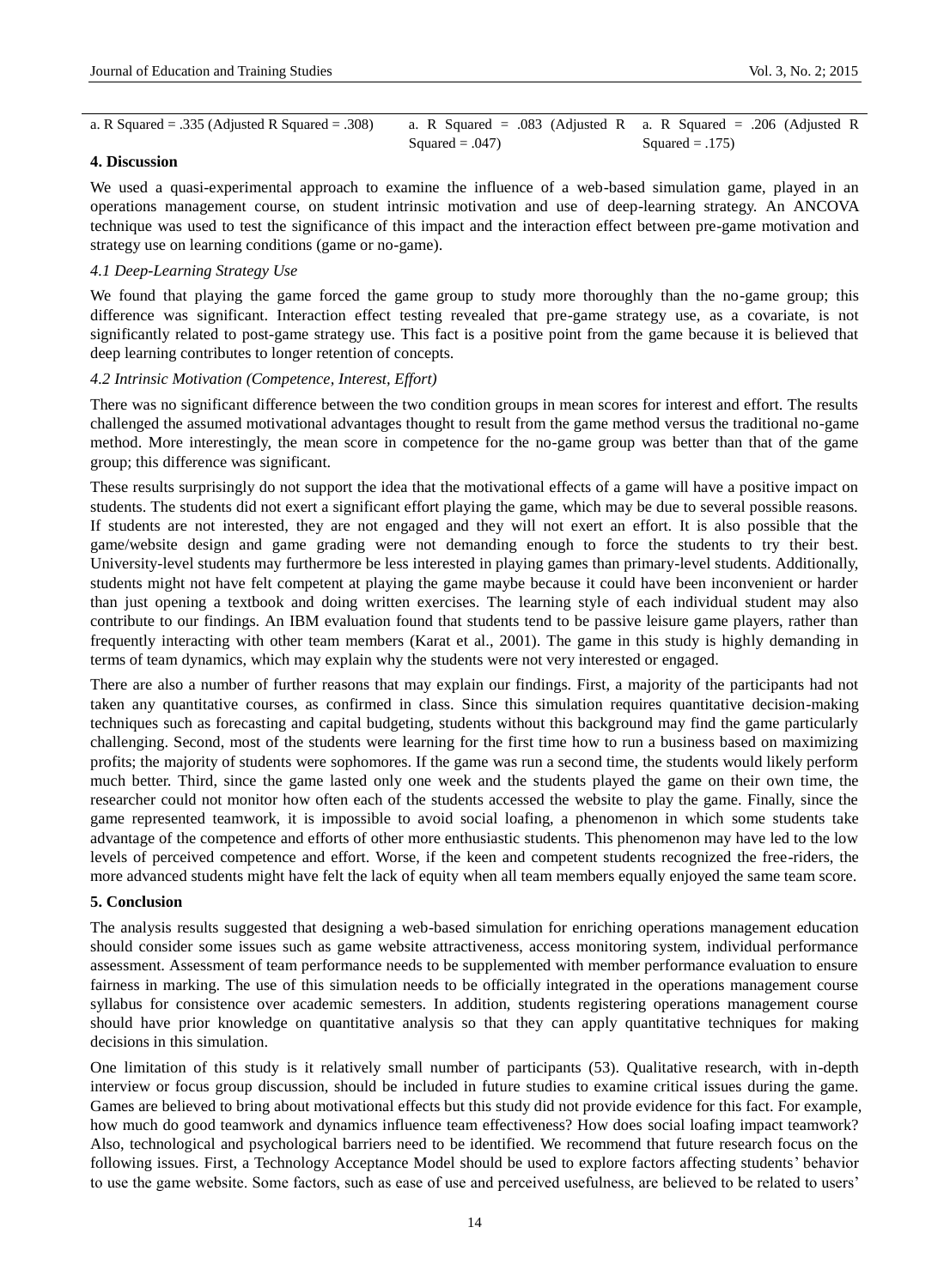| a. R Squared = .335 (Adjusted R Squared = .308) | a. R Squared = .083 (Adjusted R Squared = .047) | a. R Squared = .206 (Adjusted R Squared = .175) |
|---|---|---|

### 4. Discussion

We used a quasi-experimental approach to examine the influence of a web-based simulation game, played in an operations management course, on student intrinsic motivation and use of deep-learning strategy. An ANCOVA technique was used to test the significance of this impact and the interaction effect between pre-game motivation and strategy use on learning conditions (game or no-game).

#### *4.1 Deep-Learning Strategy Use*

We found that playing the game forced the game group to study more thoroughly than the no-game group; this difference was significant. Interaction effect testing revealed that pre-game strategy use, as a covariate, is not significantly related to post-game strategy use. This fact is a positive point from the game because it is believed that deep learning contributes to longer retention of concepts.

#### *4.2 Intrinsic Motivation (Competence, Interest, Effort)*

There was no significant difference between the two condition groups in mean scores for interest and effort. The results challenged the assumed motivational advantages thought to result from the game method versus the traditional no-game method. More interestingly, the mean score in competence for the no-game group was better than that of the game group; this difference was significant.

These results surprisingly do not support the idea that the motivational effects of a game will have a positive impact on students. The students did not exert a significant effort playing the game, which may be due to several possible reasons. If students are not interested, they are not engaged and they will not exert an effort. It is also possible that the game/website design and game grading were not demanding enough to force the students to try their best. University-level students may furthermore be less interested in playing games than primary-level students. Additionally, students might not have felt competent at playing the game maybe because it could have been inconvenient or harder than just opening a textbook and doing written exercises. The learning style of each individual student may also contribute to our findings. An IBM evaluation found that students tend to be passive leisure game players, rather than frequently interacting with other team members (Karat et al., 2001). The game in this study is highly demanding in terms of team dynamics, which may explain why the students were not very interested or engaged.

There are also a number of further reasons that may explain our findings. First, a majority of the participants had not taken any quantitative courses, as confirmed in class. Since this simulation requires quantitative decision-making techniques such as forecasting and capital budgeting, students without this background may find the game particularly challenging. Second, most of the students were learning for the first time how to run a business based on maximizing profits; the majority of students were sophomores. If the game was run a second time, the students would likely perform much better. Third, since the game lasted only one week and the students played the game on their own time, the researcher could not monitor how often each of the students accessed the website to play the game. Finally, since the game represented teamwork, it is impossible to avoid social loafing, a phenomenon in which some students take advantage of the competence and efforts of other more enthusiastic students. This phenomenon may have led to the low levels of perceived competence and effort. Worse, if the keen and competent students recognized the free-riders, the more advanced students might have felt the lack of equity when all team members equally enjoyed the same team score.

### 5. Conclusion

The analysis results suggested that designing a web-based simulation for enriching operations management education should consider some issues such as game website attractiveness, access monitoring system, individual performance assessment. Assessment of team performance needs to be supplemented with member performance evaluation to ensure fairness in marking. The use of this simulation needs to be officially integrated in the operations management course syllabus for consistence over academic semesters. In addition, students registering operations management course should have prior knowledge on quantitative analysis so that they can apply quantitative techniques for making decisions in this simulation.

One limitation of this study is it relatively small number of participants (53). Qualitative research, with in-depth interview or focus group discussion, should be included in future studies to examine critical issues during the game. Games are believed to bring about motivational effects but this study did not provide evidence for this fact. For example, how much do good teamwork and dynamics influence team effectiveness? How does social loafing impact teamwork? Also, technological and psychological barriers need to be identified. We recommend that future research focus on the following issues. First, a Technology Acceptance Model should be used to explore factors affecting students' behavior to use the game website. Some factors, such as ease of use and perceived usefulness, are believed to be related to users'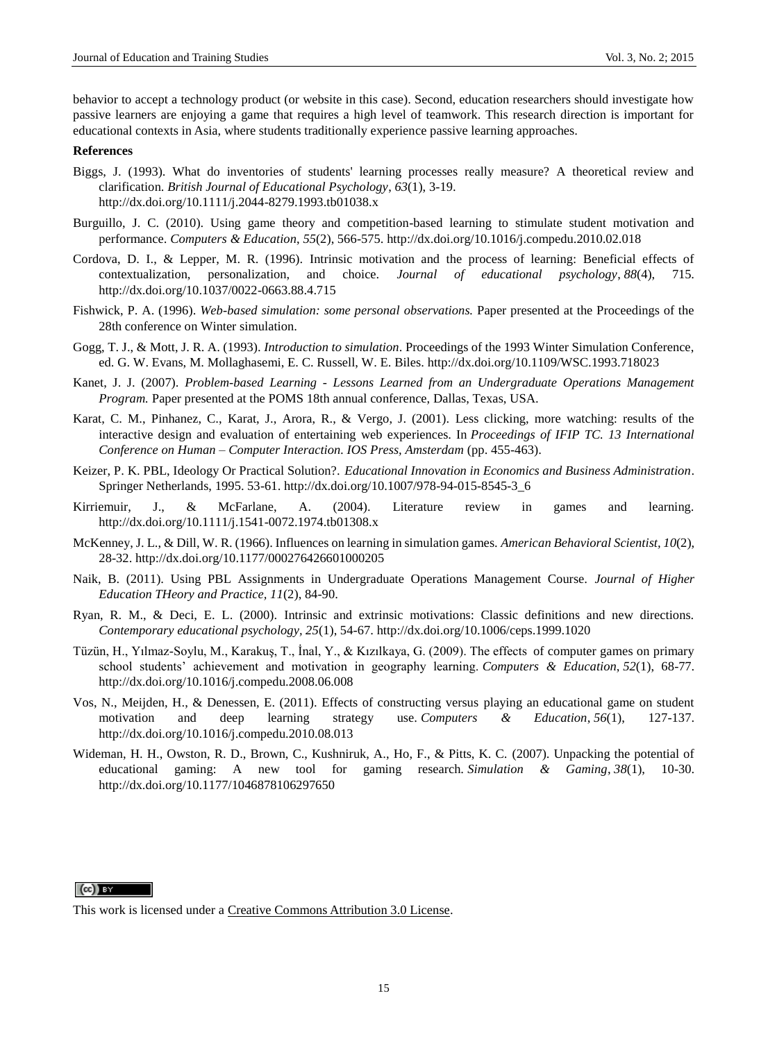behavior to accept a technology product (or website in this case). Second, education researchers should investigate how passive learners are enjoying a game that requires a high level of teamwork. This research direction is important for educational contexts in Asia, where students traditionally experience passive learning approaches.

**References**

Biggs, J. (1993). What do inventories of students' learning processes really measure? A theoretical review and clarification. *British Journal of Educational Psychology*, *63*(1), 3-19. http://dx.doi.org/10.1111/j.2044-8279.1993.tb01038.x

Burguillo, J. C. (2010). Using game theory and competition-based learning to stimulate student motivation and performance. *Computers & Education*, *55*(2), 566-575. http://dx.doi.org/10.1016/j.compedu.2010.02.018

Cordova, D. I., & Lepper, M. R. (1996). Intrinsic motivation and the process of learning: Beneficial effects of contextualization, personalization, and choice. *Journal of educational psychology*, *88*(4), 715. http://dx.doi.org/10.1037/0022-0663.88.4.715

Fishwick, P. A. (1996). *Web-based simulation: some personal observations.* Paper presented at the Proceedings of the 28th conference on Winter simulation.

Gogg, T. J., & Mott, J. R. A. (1993). *Introduction to simulation*. Proceedings of the 1993 Winter Simulation Conference, ed. G. W. Evans, M. Mollaghasemi, E. C. Russell, W. E. Biles. http://dx.doi.org/10.1109/WSC.1993.718023

Kanet, J. J. (2007). *Problem-based Learning - Lessons Learned from an Undergraduate Operations Management Program.* Paper presented at the POMS 18th annual conference, Dallas, Texas, USA.

Karat, C. M., Pinhanez, C., Karat, J., Arora, R., & Vergo, J. (2001). Less clicking, more watching: results of the interactive design and evaluation of entertaining web experiences. In *Proceedings of IFIP TC. 13 International Conference on Human – Computer Interaction. IOS Press, Amsterdam* (pp. 455-463).

Keizer, P. K. PBL, Ideology Or Practical Solution?. *Educational Innovation in Economics and Business Administration*. Springer Netherlands, 1995. 53-61. http://dx.doi.org/10.1007/978-94-015-8545-3_6

Kirriemuir, J., & McFarlane, A. (2004). Literature review in games and learning. http://dx.doi.org/10.1111/j.1541-0072.1974.tb01308.x

McKenney, J. L., & Dill, W. R. (1966). Influences on learning in simulation games. *American Behavioral Scientist, 10*(2), 28-32. http://dx.doi.org/10.1177/000276426601000205

Naik, B. (2011). Using PBL Assignments in Undergraduate Operations Management Course. *Journal of Higher Education THeory and Practice, 11*(2), 84-90.

Ryan, R. M., & Deci, E. L. (2000). Intrinsic and extrinsic motivations: Classic definitions and new directions. *Contemporary educational psychology*, *25*(1), 54-67. http://dx.doi.org/10.1006/ceps.1999.1020

Tüzün, H., Yılmaz-Soylu, M., Karakuş, T., İnal, Y., & Kızılkaya, G. (2009). The effects of computer games on primary school students' achievement and motivation in geography learning. *Computers & Education*, *52*(1), 68-77. http://dx.doi.org/10.1016/j.compedu.2008.06.008

Vos, N., Meijden, H., & Denessen, E. (2011). Effects of constructing versus playing an educational game on student motivation and deep learning strategy use. *Computers & Education*, *56*(1), 127-137. http://dx.doi.org/10.1016/j.compedu.2010.08.013

Wideman, H. H., Owston, R. D., Brown, C., Kushniruk, A., Ho, F., & Pitts, K. C. (2007). Unpacking the potential of educational gaming: A new tool for gaming research. *Simulation & Gaming*, *38*(1), 10-30. http://dx.doi.org/10.1177/1046878106297650

This work is licensed under a Creative Commons Attribution 3.0 License.